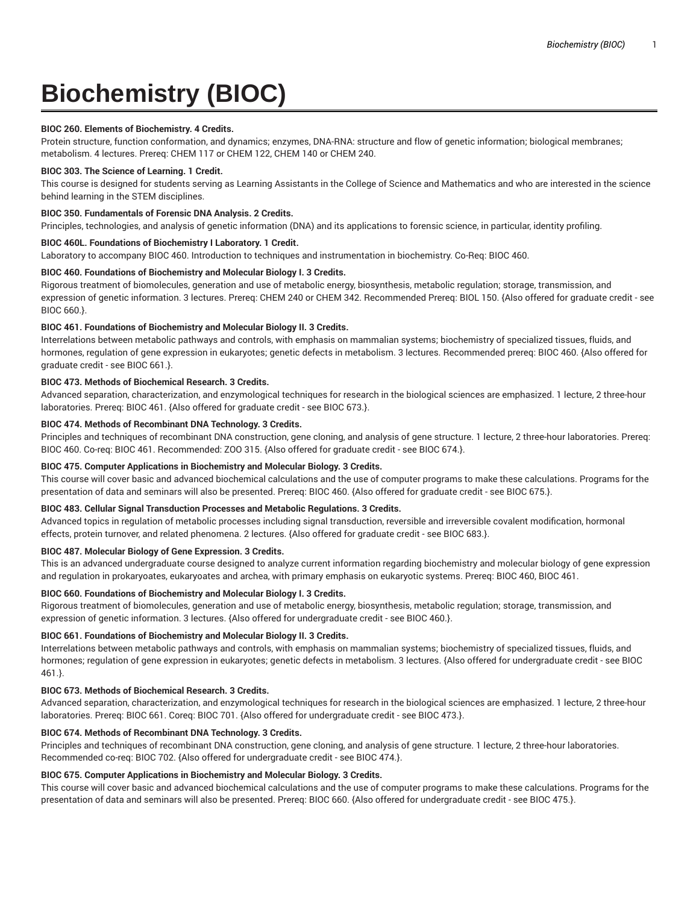# Biochemistry (BIOC)

**BIOC 260. Elements of Biochemistry. 4 Credits.**

Protein structure, function conformation, and dynamics; enzymes, DNA-RNA: structure and flow of genetic information; biological membranes; metabolism. 4 lectures. Prereq: CHEM 117 or CHEM 122, CHEM 140 or CHEM 240.

**BIOC 303. The Science of Learning. 1 Credit.**

This course is designed for students serving as Learning Assistants in the College of Science and Mathematics and who are interested in the science behind learning in the STEM disciplines.

**BIOC 350. Fundamentals of Forensic DNA Analysis. 2 Credits.**

Principles, technologies, and analysis of genetic information (DNA) and its applications to forensic science, in particular, identity profiling.

**BIOC 460L. Foundations of Biochemistry I Laboratory. 1 Credit.**

Laboratory to accompany BIOC 460. Introduction to techniques and instrumentation in biochemistry. Co-Req: BIOC 460.

**BIOC 460. Foundations of Biochemistry and Molecular Biology I. 3 Credits.**

Rigorous treatment of biomolecules, generation and use of metabolic energy, biosynthesis, metabolic regulation; storage, transmission, and expression of genetic information. 3 lectures. Prereq: CHEM 240 or CHEM 342. Recommended Prereq: BIOL 150. {Also offered for graduate credit - see BIOC 660.}.

**BIOC 461. Foundations of Biochemistry and Molecular Biology II. 3 Credits.**

Interrelations between metabolic pathways and controls, with emphasis on mammalian systems; biochemistry of specialized tissues, fluids, and hormones, regulation of gene expression in eukaryotes; genetic defects in metabolism. 3 lectures. Recommended prereq: BIOC 460. {Also offered for graduate credit - see BIOC 661.}.

**BIOC 473. Methods of Biochemical Research. 3 Credits.**

Advanced separation, characterization, and enzymological techniques for research in the biological sciences are emphasized. 1 lecture, 2 three-hour laboratories. Prereq: BIOC 461. {Also offered for graduate credit - see BIOC 673.}.

**BIOC 474. Methods of Recombinant DNA Technology. 3 Credits.**

Principles and techniques of recombinant DNA construction, gene cloning, and analysis of gene structure. 1 lecture, 2 three-hour laboratories. Prereq: BIOC 460. Co-req: BIOC 461. Recommended: ZOO 315. {Also offered for graduate credit - see BIOC 674.}.

**BIOC 475. Computer Applications in Biochemistry and Molecular Biology. 3 Credits.**

This course will cover basic and advanced biochemical calculations and the use of computer programs to make these calculations. Programs for the presentation of data and seminars will also be presented. Prereq: BIOC 460. {Also offered for graduate credit - see BIOC 675.}.

**BIOC 483. Cellular Signal Transduction Processes and Metabolic Regulations. 3 Credits.**

Advanced topics in regulation of metabolic processes including signal transduction, reversible and irreversible covalent modification, hormonal effects, protein turnover, and related phenomena. 2 lectures. {Also offered for graduate credit - see BIOC 683.}.

**BIOC 487. Molecular Biology of Gene Expression. 3 Credits.**

This is an advanced undergraduate course designed to analyze current information regarding biochemistry and molecular biology of gene expression and regulation in prokaryoates, eukaryoates and archea, with primary emphasis on eukaryotic systems. Prereq: BIOC 460, BIOC 461.

**BIOC 660. Foundations of Biochemistry and Molecular Biology I. 3 Credits.**

Rigorous treatment of biomolecules, generation and use of metabolic energy, biosynthesis, metabolic regulation; storage, transmission, and expression of genetic information. 3 lectures. {Also offered for undergraduate credit - see BIOC 460.}.

**BIOC 661. Foundations of Biochemistry and Molecular Biology II. 3 Credits.**

Interrelations between metabolic pathways and controls, with emphasis on mammalian systems; biochemistry of specialized tissues, fluids, and hormones; regulation of gene expression in eukaryotes; genetic defects in metabolism. 3 lectures. {Also offered for undergraduate credit - see BIOC 461.}.

**BIOC 673. Methods of Biochemical Research. 3 Credits.**

Advanced separation, characterization, and enzymological techniques for research in the biological sciences are emphasized. 1 lecture, 2 three-hour laboratories. Prereq: BIOC 661. Coreq: BIOC 701. {Also offered for undergraduate credit - see BIOC 473.}.

**BIOC 674. Methods of Recombinant DNA Technology. 3 Credits.**

Principles and techniques of recombinant DNA construction, gene cloning, and analysis of gene structure. 1 lecture, 2 three-hour laboratories. Recommended co-req: BIOC 702. {Also offered for undergraduate credit - see BIOC 474.}.

**BIOC 675. Computer Applications in Biochemistry and Molecular Biology. 3 Credits.**

This course will cover basic and advanced biochemical calculations and the use of computer programs to make these calculations. Programs for the presentation of data and seminars will also be presented. Prereq: BIOC 660. {Also offered for undergraduate credit - see BIOC 475.}.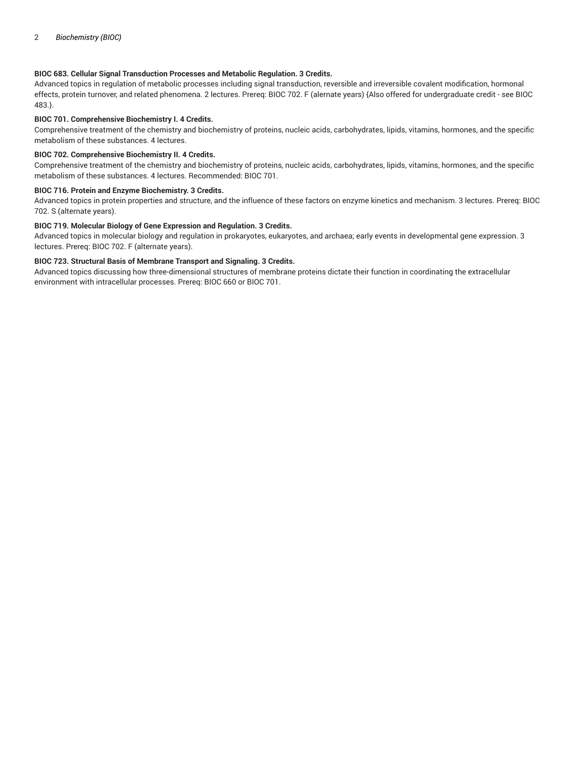**BIOC 683. Cellular Signal Transduction Processes and Metabolic Regulation. 3 Credits.**
Advanced topics in regulation of metabolic processes including signal transduction, reversible and irreversible covalent modification, hormonal effects, protein turnover, and related phenomena. 2 lectures. Prereq: BIOC 702. F (alernate years) {Also offered for undergraduate credit - see BIOC 483.}.

**BIOC 701. Comprehensive Biochemistry I. 4 Credits.**
Comprehensive treatment of the chemistry and biochemistry of proteins, nucleic acids, carbohydrates, lipids, vitamins, hormones, and the specific metabolism of these substances. 4 lectures.

**BIOC 702. Comprehensive Biochemistry II. 4 Credits.**
Comprehensive treatment of the chemistry and biochemistry of proteins, nucleic acids, carbohydrates, lipids, vitamins, hormones, and the specific metabolism of these substances. 4 lectures. Recommended: BIOC 701.

**BIOC 716. Protein and Enzyme Biochemistry. 3 Credits.**
Advanced topics in protein properties and structure, and the influence of these factors on enzyme kinetics and mechanism. 3 lectures. Prereq: BIOC 702. S (alternate years).

**BIOC 719. Molecular Biology of Gene Expression and Regulation. 3 Credits.**
Advanced topics in molecular biology and regulation in prokaryotes, eukaryotes, and archaea; early events in developmental gene expression. 3 lectures. Prereq: BIOC 702. F (alternate years).

**BIOC 723. Structural Basis of Membrane Transport and Signaling. 3 Credits.**
Advanced topics discussing how three-dimensional structures of membrane proteins dictate their function in coordinating the extracellular environment with intracellular processes. Prereq: BIOC 660 or BIOC 701.